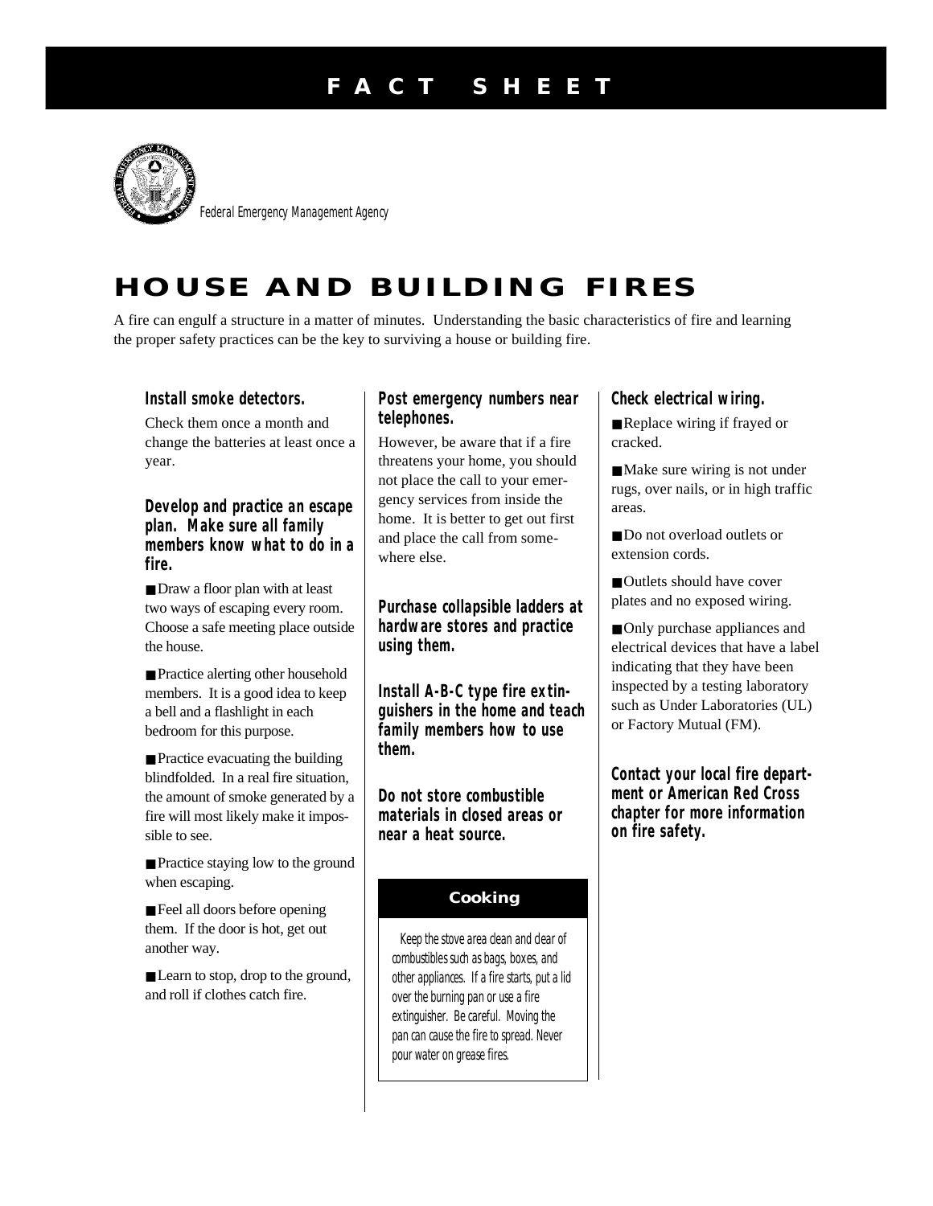# FACT SHEET

Federal Emergency Management Agency

# HOUSE AND BUILDING FIRES

A fire can engulf a structure in a matter of minutes. Understanding the basic characteristics of fire and learning the proper safety practices can be the key to surviving a house or building fire.

**Install smoke detectors.**

Check them once a month and change the batteries at least once a year.

**Develop and practice an escape plan. Make sure all family members know what to do in a fire.**

- Draw a floor plan with at least two ways of escaping every room. Choose a safe meeting place outside the house.
- Practice alerting other household members. It is a good idea to keep a bell and a flashlight in each bedroom for this purpose.
- Practice evacuating the building blindfolded. In a real fire situation, the amount of smoke generated by a fire will most likely make it impossible to see.
- Practice staying low to the ground when escaping.
- Feel all doors before opening them. If the door is hot, get out another way.
- Learn to stop, drop to the ground, and roll if clothes catch fire.

**Post emergency numbers near telephones.**

However, be aware that if a fire threatens your home, you should not place the call to your emergency services from inside the home. It is better to get out first and place the call from somewhere else.

**Purchase collapsible ladders at hardware stores and practice using them.**

**Install A-B-C type fire extinguishers in the home and teach family members how to use them.**

**Do not store combustible materials in closed areas or near a heat source.**

**Cooking**

Keep the stove area clean and clear of combustibles such as bags, boxes, and other appliances. If a fire starts, put a lid over the burning pan or use a fire extinguisher. Be careful. Moving the pan can cause the fire to spread. Never pour water on grease fires.

**Check electrical wiring.**

- Replace wiring if frayed or cracked.
- Make sure wiring is not under rugs, over nails, or in high traffic areas.
- Do not overload outlets or extension cords.
- Outlets should have cover plates and no exposed wiring.
- Only purchase appliances and electrical devices that have a label indicating that they have been inspected by a testing laboratory such as Under Laboratories (UL) or Factory Mutual (FM).

**Contact your local fire department or American Red Cross chapter for more information on fire safety.**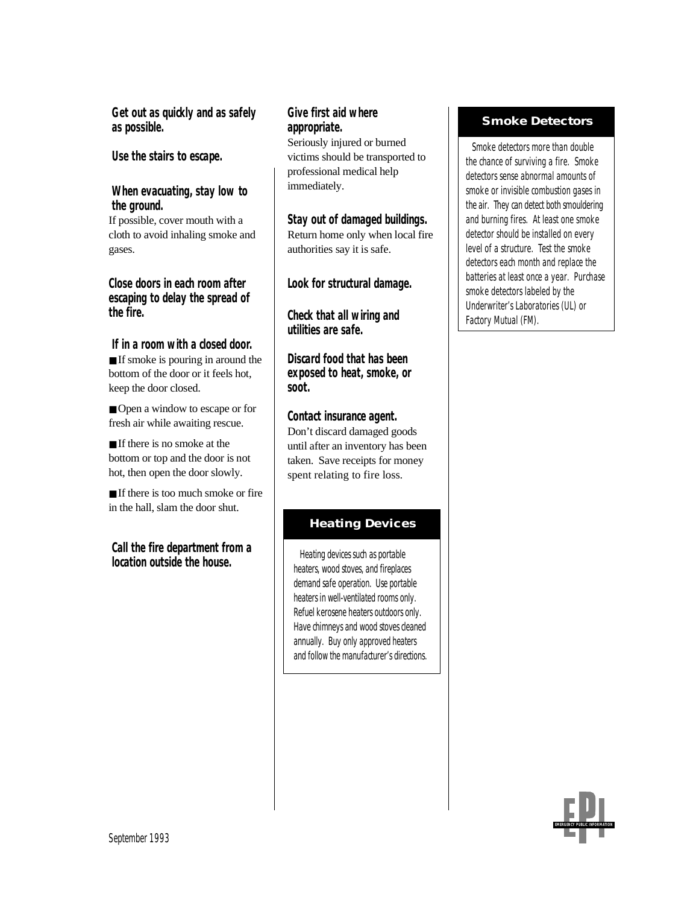**Get out as quickly and as safely as possible.**

**Use the stairs to escape.**

**When evacuating, stay low to the ground.**
If possible, cover mouth with a cloth to avoid inhaling smoke and gases.

**Close doors in each room after escaping to delay the spread of the fire.**

**If in a room with a closed door.**

- If smoke is pouring in around the bottom of the door or it feels hot, keep the door closed.
- Open a window to escape or for fresh air while awaiting rescue.
- If there is no smoke at the bottom or top and the door is not hot, then open the door slowly.
- If there is too much smoke or fire in the hall, slam the door shut.

**Call the fire department from a location outside the house.**

**Give first aid where appropriate.**
Seriously injured or burned victims should be transported to professional medical help immediately.

**Stay out of damaged buildings.**
Return home only when local fire authorities say it is safe.

**Look for structural damage.**

**Check that all wiring and utilities are safe.**

**Discard food that has been exposed to heat, smoke, or soot.**

**Contact insurance agent.**
Don't discard damaged goods until after an inventory has been taken. Save receipts for money spent relating to fire loss.

## Heating Devices

Heating devices such as portable heaters, wood stoves, and fireplaces demand safe operation. Use portable heaters in well-ventilated rooms only. Refuel kerosene heaters outdoors only. Have chimneys and wood stoves cleaned annually. Buy only approved heaters and follow the manufacturer's directions.

## Smoke Detectors

Smoke detectors more than double the chance of surviving a fire. Smoke detectors sense abnormal amounts of smoke or invisible combustion gases in the air. They can detect both smouldering and burning fires. At least one smoke detector should be installed on every level of a structure. Test the smoke detectors each month and replace the batteries at least once a year. Purchase smoke detectors labeled by the Underwriter's Laboratories (UL) or Factory Mutual (FM).

September 1993

EPI EMERGENCY PUBLIC INFORMATION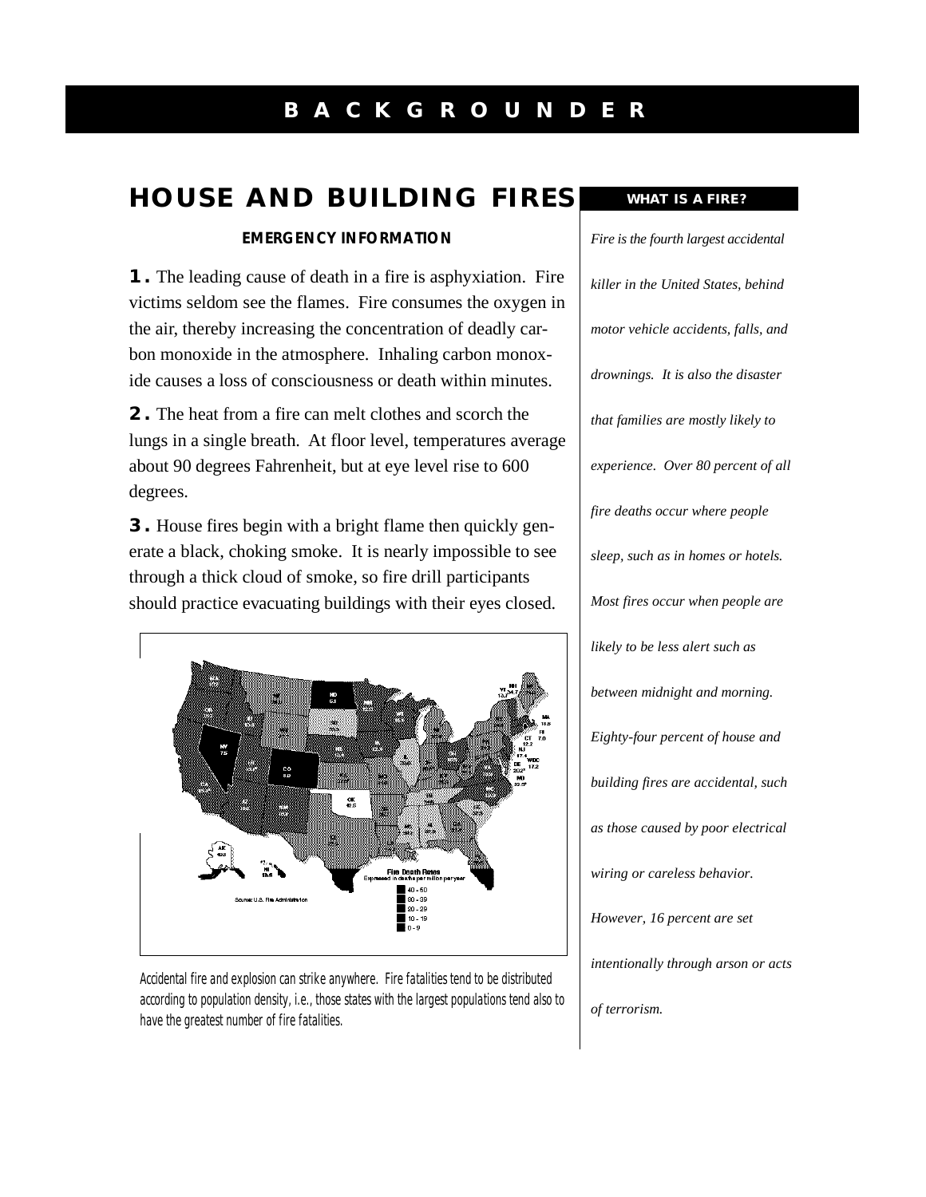# BACKGROUNDER

## HOUSE AND BUILDING FIRES

### EMERGENCY INFORMATION

**1.** The leading cause of death in a fire is asphyxiation. Fire victims seldom see the flames. Fire consumes the oxygen in the air, thereby increasing the concentration of deadly carbon monoxide in the atmosphere. Inhaling carbon monoxide causes a loss of consciousness or death within minutes.

**2.** The heat from a fire can melt clothes and scorch the lungs in a single breath. At floor level, temperatures average about 90 degrees Fahrenheit, but at eye level rise to 600 degrees.

**3.** House fires begin with a bright flame then quickly generate a black, choking smoke. It is nearly impossible to see through a thick cloud of smoke, so fire drill participants should practice evacuating buildings with their eyes closed.

Accidental fire and explosion can strike anywhere. Fire fatalities tend to be distributed according to population density, i.e., those states with the largest populations tend also to have the greatest number of fire fatalities.

### WHAT IS A FIRE?

*Fire is the fourth largest accidental killer in the United States, behind motor vehicle accidents, falls, and drownings. It is also the disaster that families are mostly likely to experience. Over 80 percent of all fire deaths occur where people sleep, such as in homes or hotels. Most fires occur when people are likely to be less alert such as between midnight and morning. Eighty-four percent of house and building fires are accidental, such as those caused by poor electrical wiring or careless behavior. However, 16 percent are set intentionally through arson or acts of terrorism.*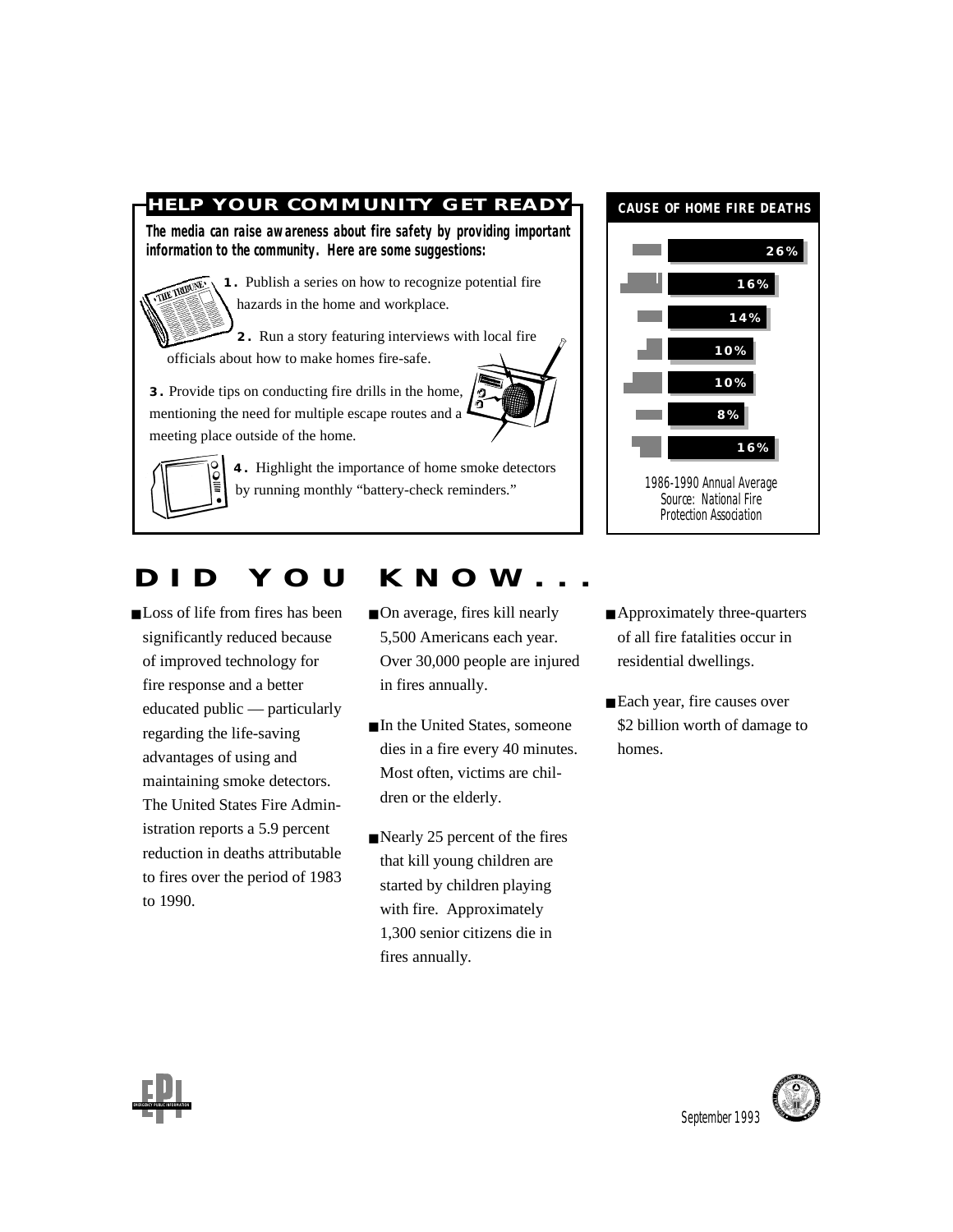## HELP YOUR COMMUNITY GET READY

***The media can raise awareness about fire safety by providing important information to the community. Here are some suggestions:***

**1.** Publish a series on how to recognize potential fire hazards in the home and workplace.

**2.** Run a story featuring interviews with local fire officials about how to make homes fire-safe.

**3.** Provide tips on conducting fire drills in the home, mentioning the need for multiple escape routes and a meeting place outside of the home.

**4.** Highlight the importance of home smoke detectors by running monthly "battery-check reminders."

## CAUSE OF HOME FIRE DEATHS

26%

16%

14%

10%

10%

8%

16%

1986-1990 Annual Average
Source: National Fire Protection Association

# DID YOU KNOW . . .

- Loss of life from fires has been significantly reduced because of improved technology for fire response and a better educated public — particularly regarding the life-saving advantages of using and maintaining smoke detectors. The United States Fire Administration reports a 5.9 percent reduction in deaths attributable to fires over the period of 1983 to 1990.

- On average, fires kill nearly 5,500 Americans each year. Over 30,000 people are injured in fires annually.

- In the United States, someone dies in a fire every 40 minutes. Most often, victims are children or the elderly.

- Nearly 25 percent of the fires that kill young children are started by children playing with fire. Approximately 1,300 senior citizens die in fires annually.

- Approximately three-quarters of all fire fatalities occur in residential dwellings.

- Each year, fire causes over $2 billion worth of damage to homes.

September 1993